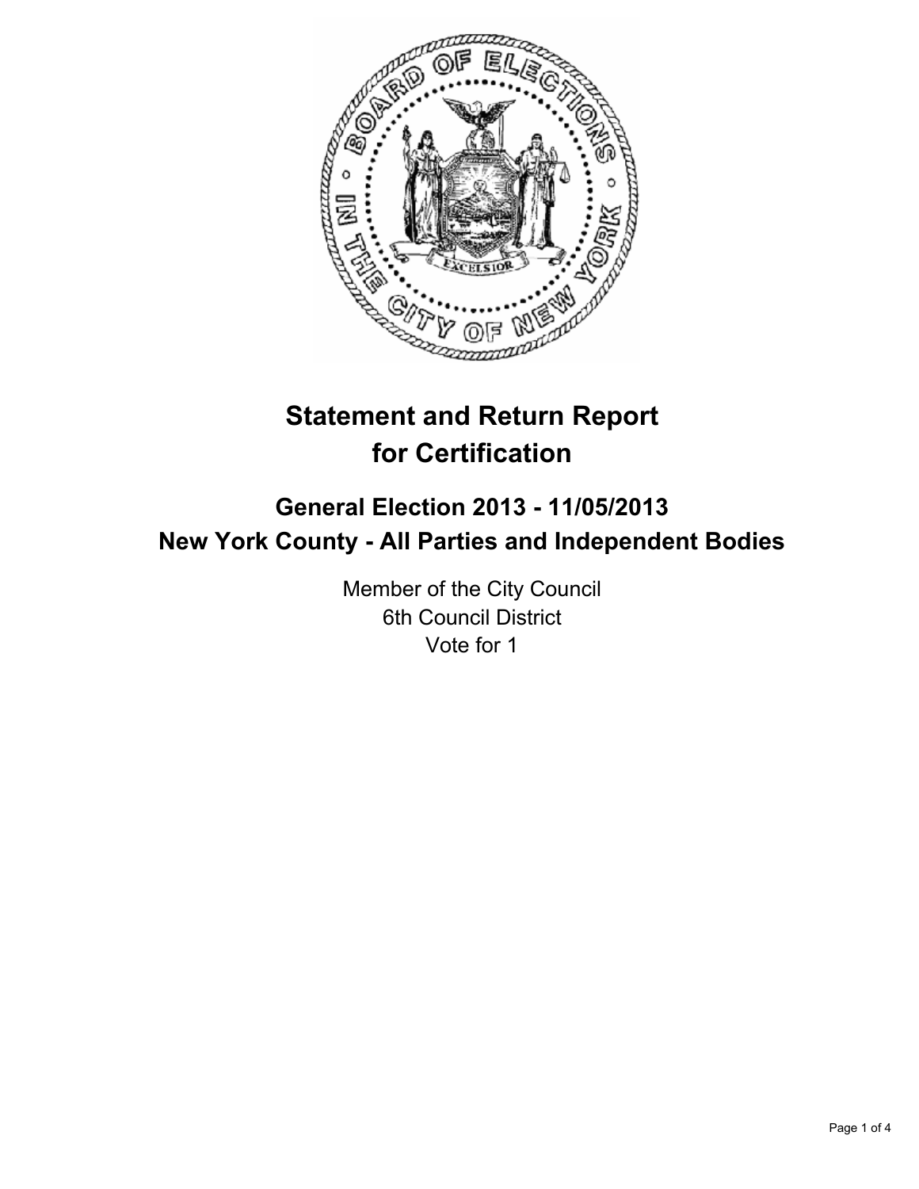# Statement and Return Report for Certification

## General Election 2013 - 11/05/2013

## New York County - All Parties and Independent Bodies

Member of the City Council
6th Council District
Vote for 1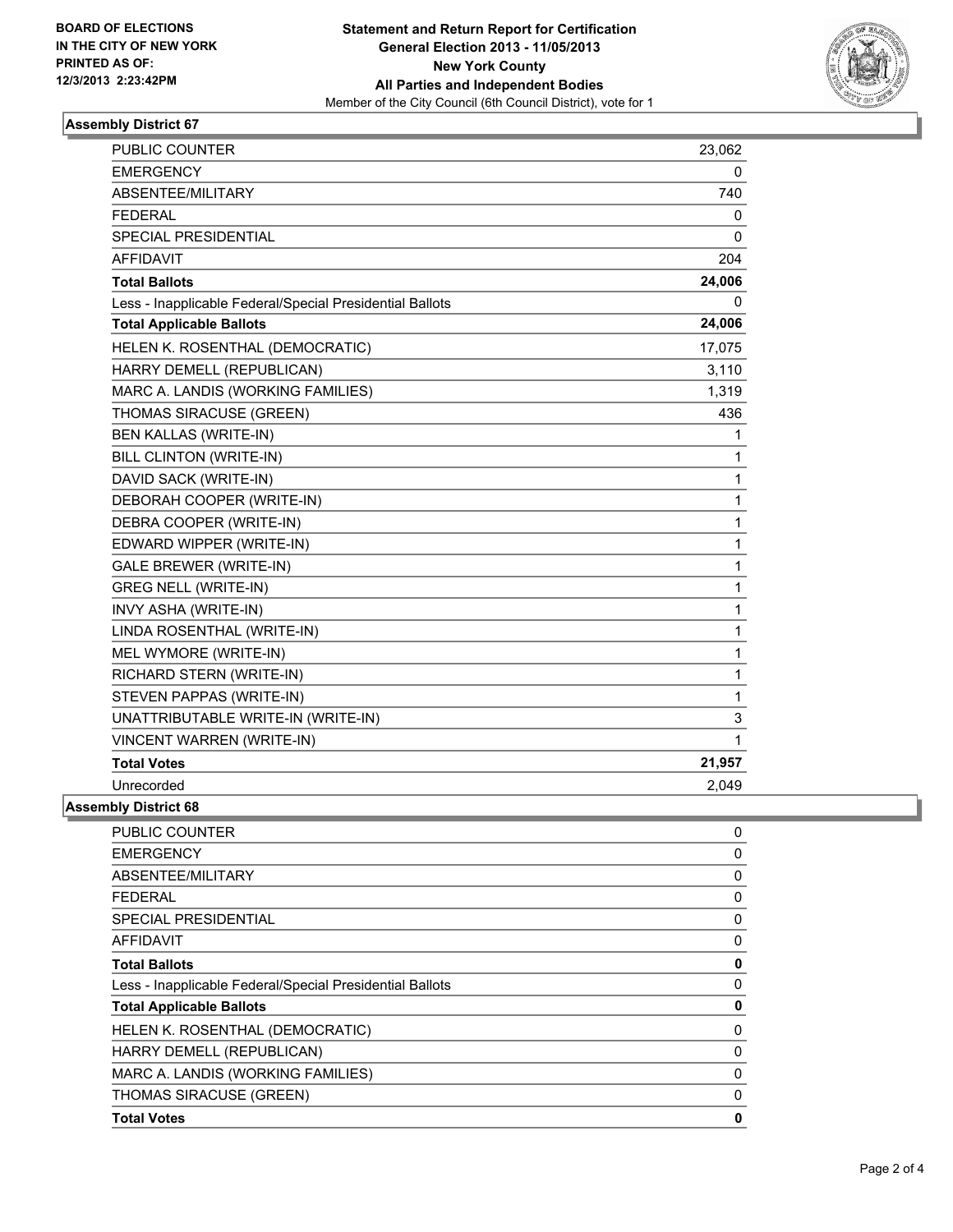BOARD OF ELECTIONS
IN THE CITY OF NEW YORK
PRINTED AS OF:
12/3/2013 2:23:42PM

**Statement and Return Report for Certification**
**General Election 2013 - 11/05/2013**
**New York County**
**All Parties and Independent Bodies**
Member of the City Council (6th Council District), vote for 1

## Assembly District 67

| | |
|---|---|
| PUBLIC COUNTER | 23,062 |
| EMERGENCY | 0 |
| ABSENTEE/MILITARY | 740 |
| FEDERAL | 0 |
| SPECIAL PRESIDENTIAL | 0 |
| AFFIDAVIT | 204 |
| **Total Ballots** | **24,006** |
| Less - Inapplicable Federal/Special Presidential Ballots | 0 |
| **Total Applicable Ballots** | **24,006** |
| HELEN K. ROSENTHAL (DEMOCRATIC) | 17,075 |
| HARRY DEMELL (REPUBLICAN) | 3,110 |
| MARC A. LANDIS (WORKING FAMILIES) | 1,319 |
| THOMAS SIRACUSE (GREEN) | 436 |
| BEN KALLAS (WRITE-IN) | 1 |
| BILL CLINTON (WRITE-IN) | 1 |
| DAVID SACK (WRITE-IN) | 1 |
| DEBORAH COOPER (WRITE-IN) | 1 |
| DEBRA COOPER (WRITE-IN) | 1 |
| EDWARD WIPPER (WRITE-IN) | 1 |
| GALE BREWER (WRITE-IN) | 1 |
| GREG NELL (WRITE-IN) | 1 |
| INVY ASHA (WRITE-IN) | 1 |
| LINDA ROSENTHAL (WRITE-IN) | 1 |
| MEL WYMORE (WRITE-IN) | 1 |
| RICHARD STERN (WRITE-IN) | 1 |
| STEVEN PAPPAS (WRITE-IN) | 1 |
| UNATTRIBUTABLE WRITE-IN (WRITE-IN) | 3 |
| VINCENT WARREN (WRITE-IN) | 1 |
| **Total Votes** | **21,957** |
| Unrecorded | 2,049 |

## Assembly District 68

| | |
|---|---|
| PUBLIC COUNTER | 0 |
| EMERGENCY | 0 |
| ABSENTEE/MILITARY | 0 |
| FEDERAL | 0 |
| SPECIAL PRESIDENTIAL | 0 |
| AFFIDAVIT | 0 |
| **Total Ballots** | **0** |
| Less - Inapplicable Federal/Special Presidential Ballots | 0 |
| **Total Applicable Ballots** | **0** |
| HELEN K. ROSENTHAL (DEMOCRATIC) | 0 |
| HARRY DEMELL (REPUBLICAN) | 0 |
| MARC A. LANDIS (WORKING FAMILIES) | 0 |
| THOMAS SIRACUSE (GREEN) | 0 |
| **Total Votes** | **0** |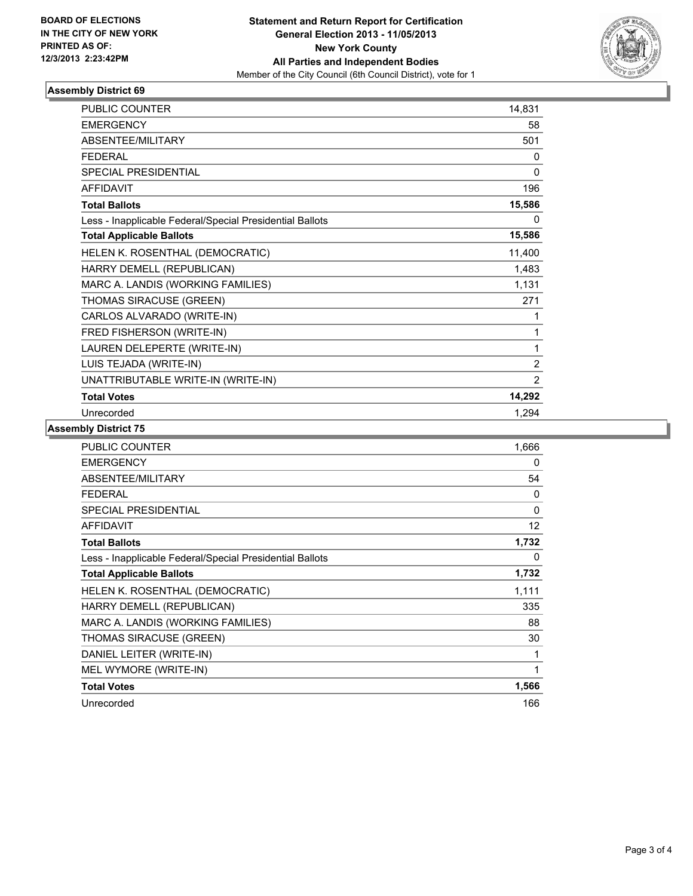BOARD OF ELECTIONS
IN THE CITY OF NEW YORK
PRINTED AS OF:
12/3/2013 2:23:42PM

**Statement and Return Report for Certification**
**General Election 2013 - 11/05/2013**
**New York County**
**All Parties and Independent Bodies**
Member of the City Council (6th Council District), vote for 1

## Assembly District 69

| | |
|---|---|
| PUBLIC COUNTER | 14,831 |
| EMERGENCY | 58 |
| ABSENTEE/MILITARY | 501 |
| FEDERAL | 0 |
| SPECIAL PRESIDENTIAL | 0 |
| AFFIDAVIT | 196 |
| **Total Ballots** | **15,586** |
| Less - Inapplicable Federal/Special Presidential Ballots | 0 |
| **Total Applicable Ballots** | **15,586** |
| HELEN K. ROSENTHAL (DEMOCRATIC) | 11,400 |
| HARRY DEMELL (REPUBLICAN) | 1,483 |
| MARC A. LANDIS (WORKING FAMILIES) | 1,131 |
| THOMAS SIRACUSE (GREEN) | 271 |
| CARLOS ALVARADO (WRITE-IN) | 1 |
| FRED FISHERSON (WRITE-IN) | 1 |
| LAUREN DELEPERTE (WRITE-IN) | 1 |
| LUIS TEJADA (WRITE-IN) | 2 |
| UNATTRIBUTABLE WRITE-IN (WRITE-IN) | 2 |
| **Total Votes** | **14,292** |
| Unrecorded | 1,294 |

## Assembly District 75

| | |
|---|---|
| PUBLIC COUNTER | 1,666 |
| EMERGENCY | 0 |
| ABSENTEE/MILITARY | 54 |
| FEDERAL | 0 |
| SPECIAL PRESIDENTIAL | 0 |
| AFFIDAVIT | 12 |
| **Total Ballots** | **1,732** |
| Less - Inapplicable Federal/Special Presidential Ballots | 0 |
| **Total Applicable Ballots** | **1,732** |
| HELEN K. ROSENTHAL (DEMOCRATIC) | 1,111 |
| HARRY DEMELL (REPUBLICAN) | 335 |
| MARC A. LANDIS (WORKING FAMILIES) | 88 |
| THOMAS SIRACUSE (GREEN) | 30 |
| DANIEL LEITER (WRITE-IN) | 1 |
| MEL WYMORE (WRITE-IN) | 1 |
| **Total Votes** | **1,566** |
| Unrecorded | 166 |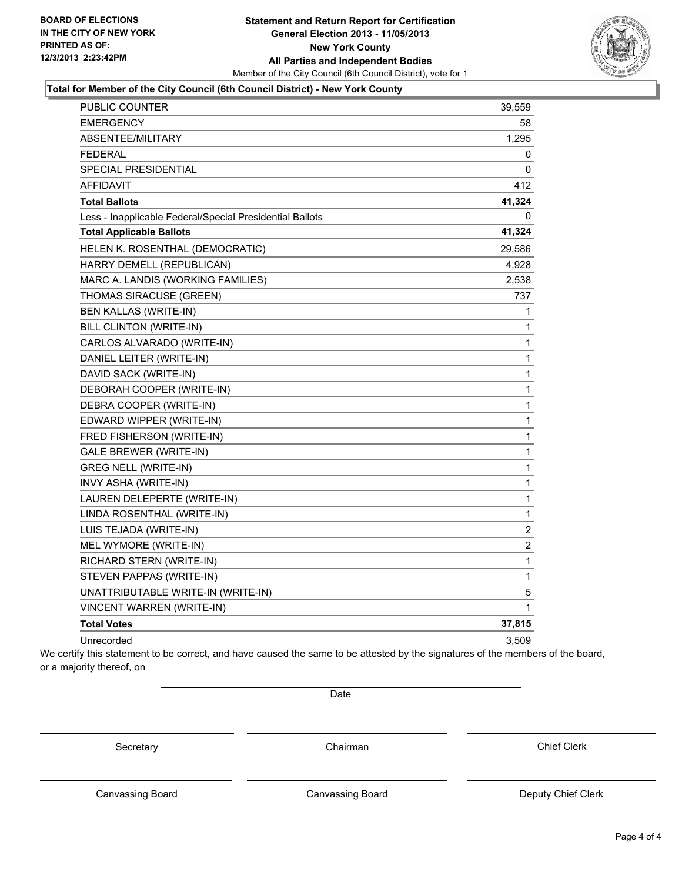**BOARD OF ELECTIONS IN THE CITY OF NEW YORK PRINTED AS OF: 12/3/2013 2:23:42PM**

**Statement and Return Report for Certification**
**General Election 2013 - 11/05/2013**
**New York County**
**All Parties and Independent Bodies**
Member of the City Council (6th Council District), vote for 1

### Total for Member of the City Council (6th Council District) - New York County

| | |
|---|---|
| PUBLIC COUNTER | 39,559 |
| EMERGENCY | 58 |
| ABSENTEE/MILITARY | 1,295 |
| FEDERAL | 0 |
| SPECIAL PRESIDENTIAL | 0 |
| AFFIDAVIT | 412 |
| **Total Ballots** | **41,324** |
| Less - Inapplicable Federal/Special Presidential Ballots | 0 |
| **Total Applicable Ballots** | **41,324** |
| HELEN K. ROSENTHAL (DEMOCRATIC) | 29,586 |
| HARRY DEMELL (REPUBLICAN) | 4,928 |
| MARC A. LANDIS (WORKING FAMILIES) | 2,538 |
| THOMAS SIRACUSE (GREEN) | 737 |
| BEN KALLAS (WRITE-IN) | 1 |
| BILL CLINTON (WRITE-IN) | 1 |
| CARLOS ALVARADO (WRITE-IN) | 1 |
| DANIEL LEITER (WRITE-IN) | 1 |
| DAVID SACK (WRITE-IN) | 1 |
| DEBORAH COOPER (WRITE-IN) | 1 |
| DEBRA COOPER (WRITE-IN) | 1 |
| EDWARD WIPPER (WRITE-IN) | 1 |
| FRED FISHERSON (WRITE-IN) | 1 |
| GALE BREWER (WRITE-IN) | 1 |
| GREG NELL (WRITE-IN) | 1 |
| INVY ASHA (WRITE-IN) | 1 |
| LAUREN DELEPERTE (WRITE-IN) | 1 |
| LINDA ROSENTHAL (WRITE-IN) | 1 |
| LUIS TEJADA (WRITE-IN) | 2 |
| MEL WYMORE (WRITE-IN) | 2 |
| RICHARD STERN (WRITE-IN) | 1 |
| STEVEN PAPPAS (WRITE-IN) | 1 |
| UNATTRIBUTABLE WRITE-IN (WRITE-IN) | 5 |
| VINCENT WARREN (WRITE-IN) | 1 |
| **Total Votes** | **37,815** |
| Unrecorded | 3,509 |

We certify this statement to be correct, and have caused the same to be attested by the signatures of the members of the board, or a majority thereof, on

Date

Secretary | Chairman | Chief Clerk

Canvassing Board | Canvassing Board | Deputy Chief Clerk